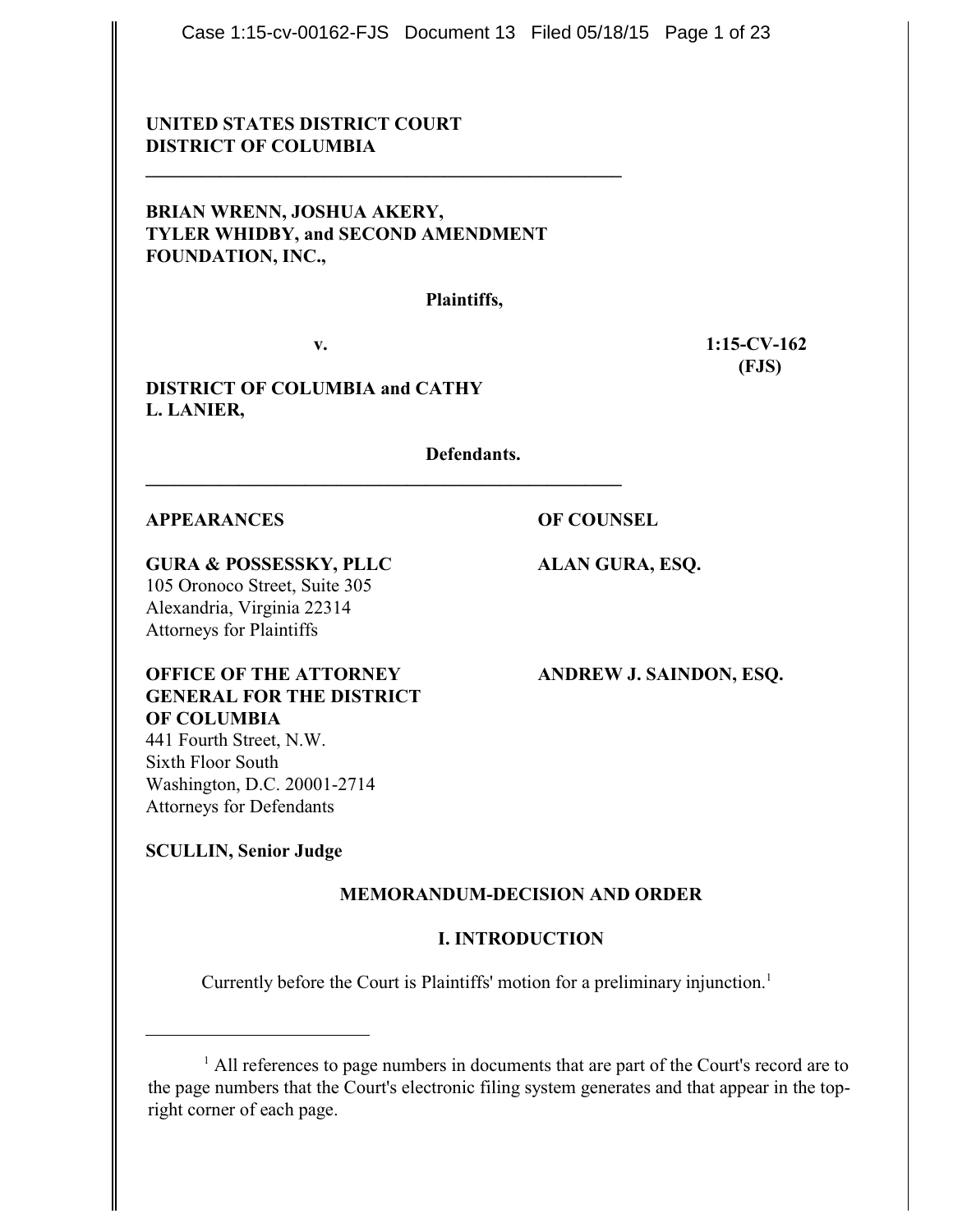**UNITED STATES DISTRICT COURT**
**DISTRICT OF COLUMBIA**

---

**BRIAN WRENN, JOSHUA AKERY, TYLER WHIDBY, and SECOND AMENDMENT FOUNDATION, INC.,**

**Plaintiffs,**

**v.** **1:15-CV-162 (FJS)**

**DISTRICT OF COLUMBIA and CATHY L. LANIER,**

**Defendants.**

---

| **APPEARANCES** | **OF COUNSEL** |
|---|---|
| **GURA & POSSESSKY, PLLC**<br>105 Oronoco Street, Suite 305<br>Alexandria, Virginia 22314<br>Attorneys for Plaintiffs | **ALAN GURA, ESQ.** |
| **OFFICE OF THE ATTORNEY GENERAL FOR THE DISTRICT OF COLUMBIA**<br>441 Fourth Street, N.W.<br>Sixth Floor South<br>Washington, D.C. 20001-2714<br>Attorneys for Defendants | **ANDREW J. SAINDON, ESQ.** |

**SCULLIN, Senior Judge**

## MEMORANDUM-DECISION AND ORDER

### I. INTRODUCTION

Currently before the Court is Plaintiffs' motion for a preliminary injunction.[1]

---

[1] All references to page numbers in documents that are part of the Court's record are to the page numbers that the Court's electronic filing system generates and that appear in the top-right corner of each page.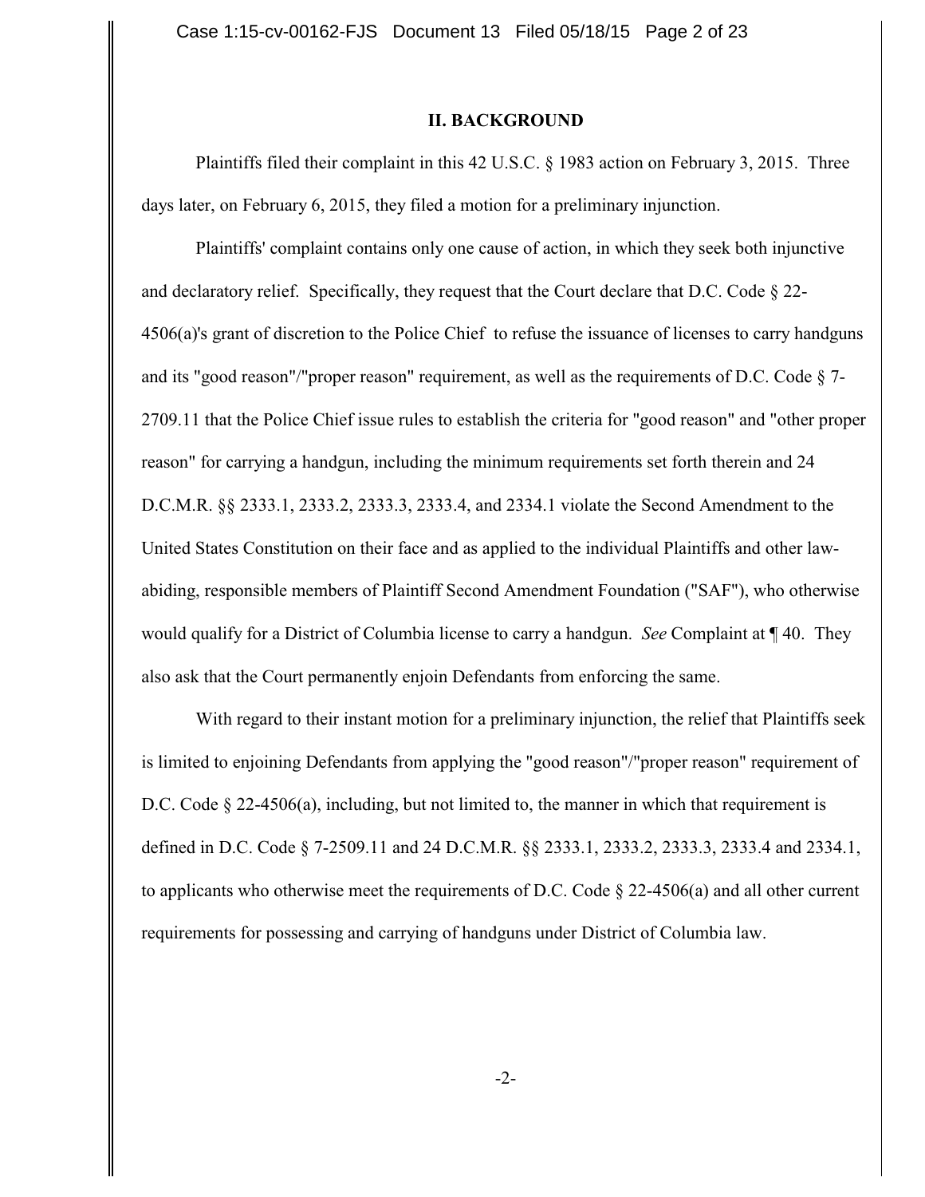## II. BACKGROUND

Plaintiffs filed their complaint in this 42 U.S.C. § 1983 action on February 3, 2015. Three days later, on February 6, 2015, they filed a motion for a preliminary injunction.

Plaintiffs' complaint contains only one cause of action, in which they seek both injunctive and declaratory relief. Specifically, they request that the Court declare that D.C. Code § 22-4506(a)'s grant of discretion to the Police Chief to refuse the issuance of licenses to carry handguns and its "good reason"/"proper reason" requirement, as well as the requirements of D.C. Code § 7-2709.11 that the Police Chief issue rules to establish the criteria for "good reason" and "other proper reason" for carrying a handgun, including the minimum requirements set forth therein and 24 D.C.M.R. §§ 2333.1, 2333.2, 2333.3, 2333.4, and 2334.1 violate the Second Amendment to the United States Constitution on their face and as applied to the individual Plaintiffs and other law-abiding, responsible members of Plaintiff Second Amendment Foundation ("SAF"), who otherwise would qualify for a District of Columbia license to carry a handgun. *See* Complaint at ¶ 40. They also ask that the Court permanently enjoin Defendants from enforcing the same.

With regard to their instant motion for a preliminary injunction, the relief that Plaintiffs seek is limited to enjoining Defendants from applying the "good reason"/"proper reason" requirement of D.C. Code § 22-4506(a), including, but not limited to, the manner in which that requirement is defined in D.C. Code § 7-2509.11 and 24 D.C.M.R. §§ 2333.1, 2333.2, 2333.3, 2333.4 and 2334.1, to applicants who otherwise meet the requirements of D.C. Code § 22-4506(a) and all other current requirements for possessing and carrying of handguns under District of Columbia law.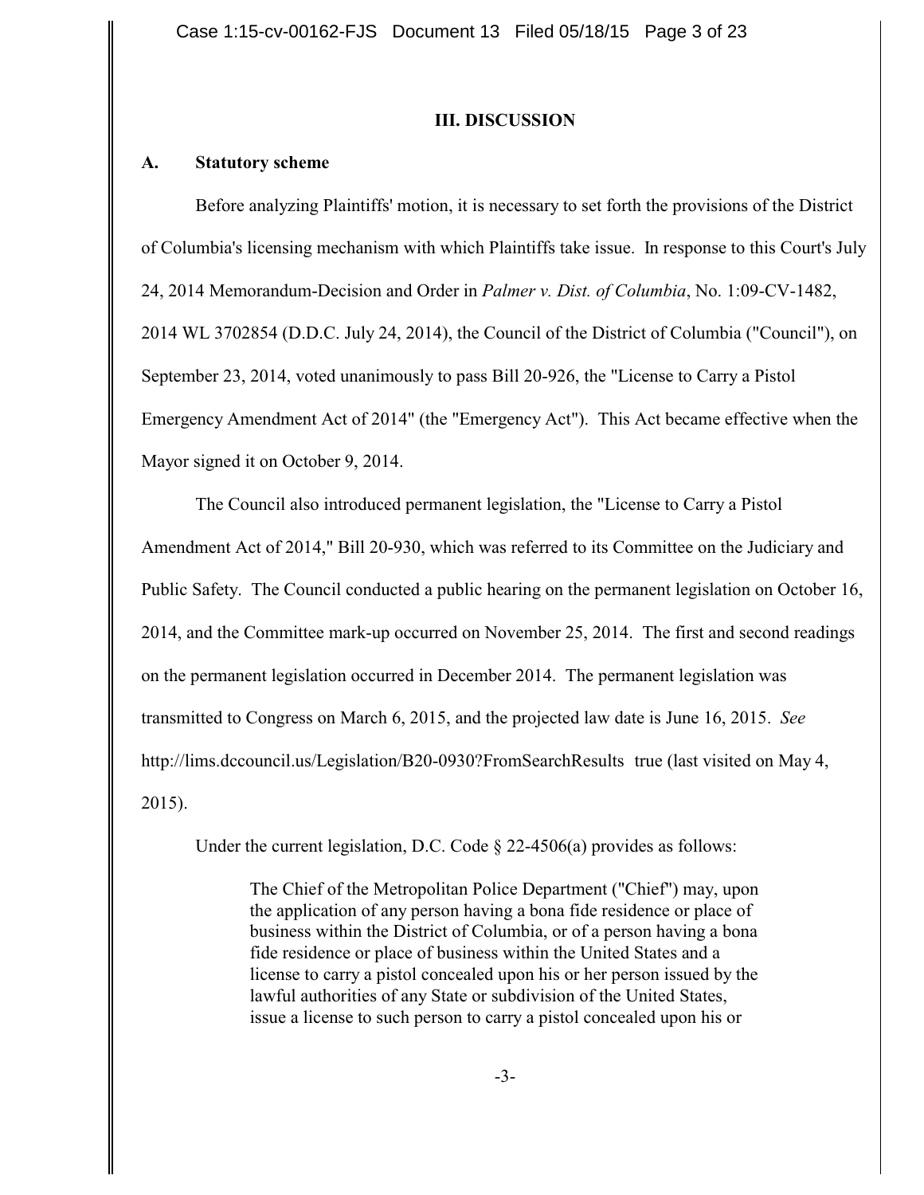## III. DISCUSSION

### A. Statutory scheme

Before analyzing Plaintiffs' motion, it is necessary to set forth the provisions of the District of Columbia's licensing mechanism with which Plaintiffs take issue. In response to this Court's July 24, 2014 Memorandum-Decision and Order in *Palmer v. Dist. of Columbia*, No. 1:09-CV-1482, 2014 WL 3702854 (D.D.C. July 24, 2014), the Council of the District of Columbia ("Council"), on September 23, 2014, voted unanimously to pass Bill 20-926, the "License to Carry a Pistol Emergency Amendment Act of 2014" (the "Emergency Act"). This Act became effective when the Mayor signed it on October 9, 2014.

The Council also introduced permanent legislation, the "License to Carry a Pistol Amendment Act of 2014," Bill 20-930, which was referred to its Committee on the Judiciary and Public Safety. The Council conducted a public hearing on the permanent legislation on October 16, 2014, and the Committee mark-up occurred on November 25, 2014. The first and second readings on the permanent legislation occurred in December 2014. The permanent legislation was transmitted to Congress on March 6, 2015, and the projected law date is June 16, 2015. *See* http://lims.dccouncil.us/Legislation/B20-0930?FromSearchResults true (last visited on May 4, 2015).

Under the current legislation, D.C. Code § 22-4506(a) provides as follows:

> The Chief of the Metropolitan Police Department ("Chief") may, upon the application of any person having a bona fide residence or place of business within the District of Columbia, or of a person having a bona fide residence or place of business within the United States and a license to carry a pistol concealed upon his or her person issued by the lawful authorities of any State or subdivision of the United States, issue a license to such person to carry a pistol concealed upon his or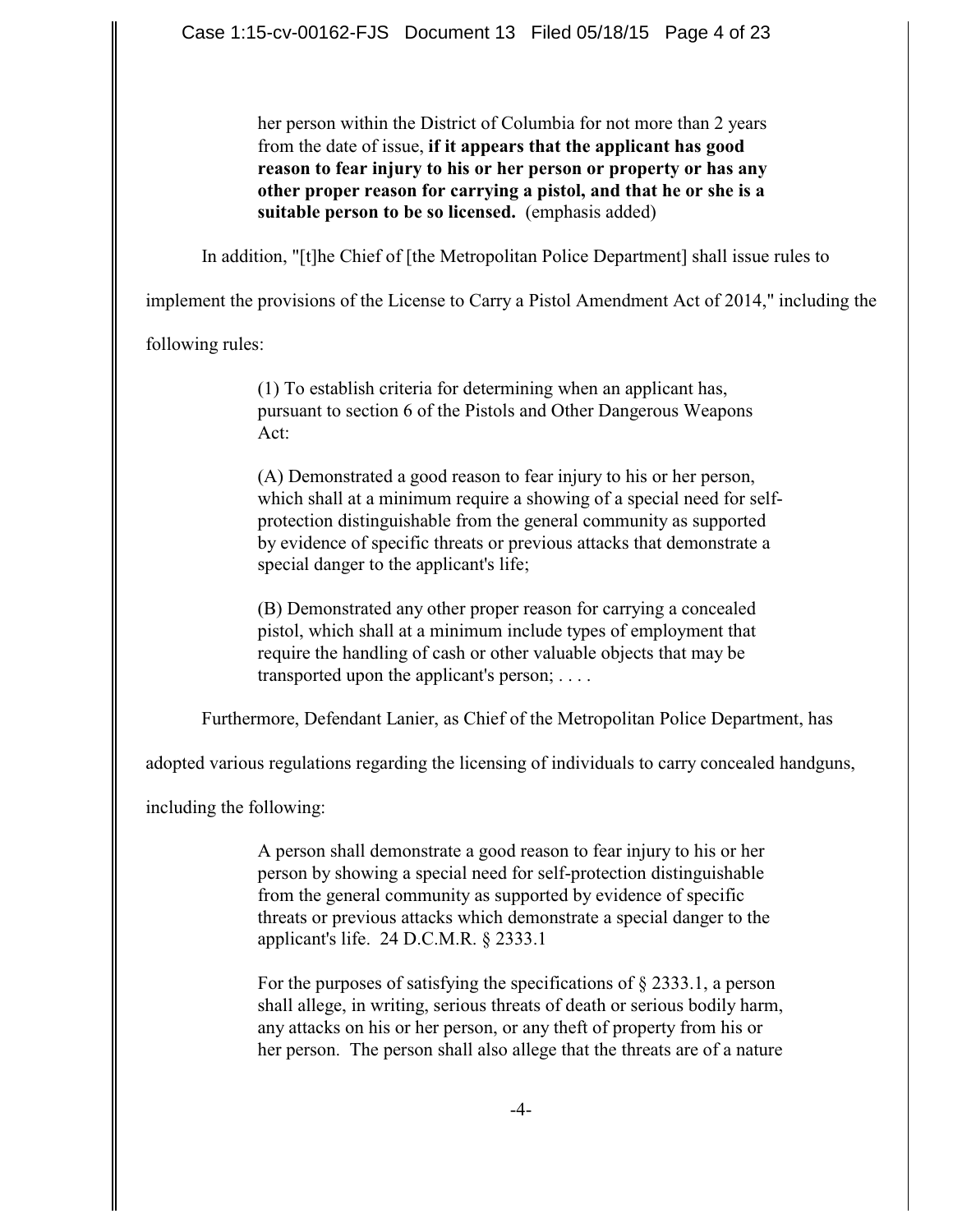> her person within the District of Columbia for not more than 2 years from the date of issue, **if it appears that the applicant has good reason to fear injury to his or her person or property or has any other proper reason for carrying a pistol, and that he or she is a suitable person to be so licensed.** (emphasis added)

In addition, "[t]he Chief of [the Metropolitan Police Department] shall issue rules to implement the provisions of the License to Carry a Pistol Amendment Act of 2014," including the following rules:

> (1) To establish criteria for determining when an applicant has, pursuant to section 6 of the Pistols and Other Dangerous Weapons Act:
>
> (A) Demonstrated a good reason to fear injury to his or her person, which shall at a minimum require a showing of a special need for self-protection distinguishable from the general community as supported by evidence of specific threats or previous attacks that demonstrate a special danger to the applicant's life;
>
> (B) Demonstrated any other proper reason for carrying a concealed pistol, which shall at a minimum include types of employment that require the handling of cash or other valuable objects that may be transported upon the applicant's person; . . . .

Furthermore, Defendant Lanier, as Chief of the Metropolitan Police Department, has adopted various regulations regarding the licensing of individuals to carry concealed handguns, including the following:

> A person shall demonstrate a good reason to fear injury to his or her person by showing a special need for self-protection distinguishable from the general community as supported by evidence of specific threats or previous attacks which demonstrate a special danger to the applicant's life. 24 D.C.M.R. § 2333.1
>
> For the purposes of satisfying the specifications of § 2333.1, a person shall allege, in writing, serious threats of death or serious bodily harm, any attacks on his or her person, or any theft of property from his or her person. The person shall also allege that the threats are of a nature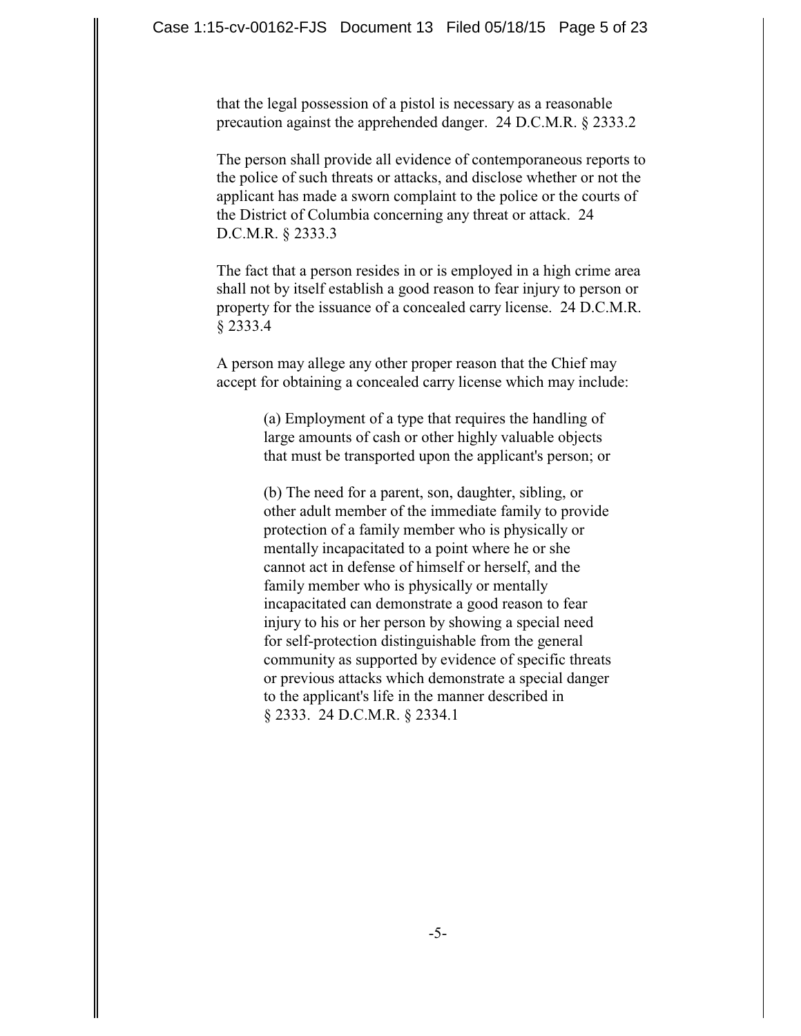that the legal possession of a pistol is necessary as a reasonable precaution against the apprehended danger. 24 D.C.M.R. § 2333.2

The person shall provide all evidence of contemporaneous reports to the police of such threats or attacks, and disclose whether or not the applicant has made a sworn complaint to the police or the courts of the District of Columbia concerning any threat or attack. 24 D.C.M.R. § 2333.3

The fact that a person resides in or is employed in a high crime area shall not by itself establish a good reason to fear injury to person or property for the issuance of a concealed carry license. 24 D.C.M.R. § 2333.4

A person may allege any other proper reason that the Chief may accept for obtaining a concealed carry license which may include:

> (a) Employment of a type that requires the handling of large amounts of cash or other highly valuable objects that must be transported upon the applicant's person; or
>
> (b) The need for a parent, son, daughter, sibling, or other adult member of the immediate family to provide protection of a family member who is physically or mentally incapacitated to a point where he or she cannot act in defense of himself or herself, and the family member who is physically or mentally incapacitated can demonstrate a good reason to fear injury to his or her person by showing a special need for self-protection distinguishable from the general community as supported by evidence of specific threats or previous attacks which demonstrate a special danger to the applicant's life in the manner described in § 2333. 24 D.C.M.R. § 2334.1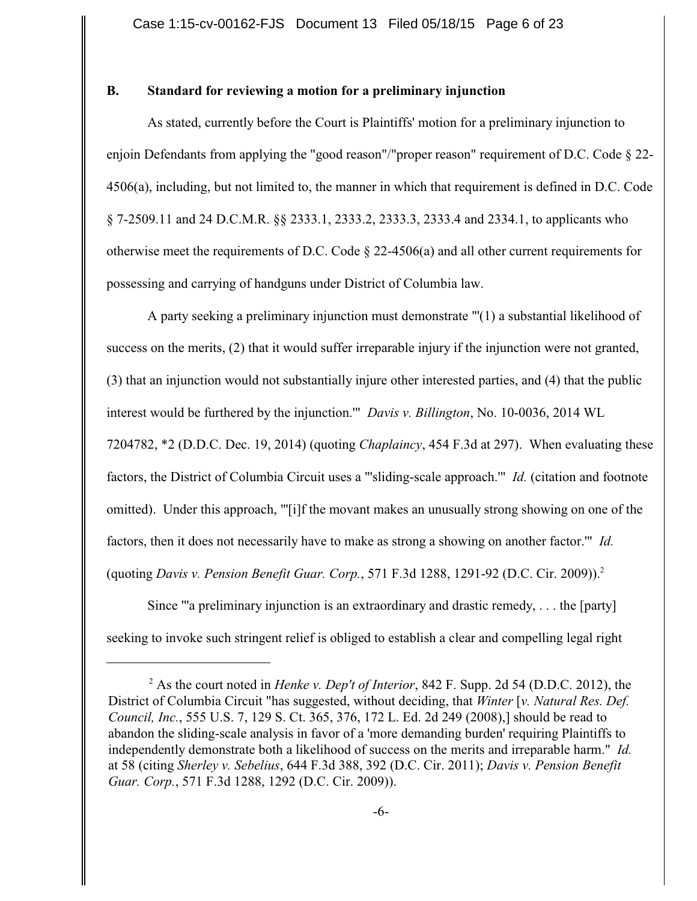### B. Standard for reviewing a motion for a preliminary injunction

As stated, currently before the Court is Plaintiffs' motion for a preliminary injunction to enjoin Defendants from applying the "good reason"/"proper reason" requirement of D.C. Code § 22-4506(a), including, but not limited to, the manner in which that requirement is defined in D.C. Code § 7-2509.11 and 24 D.C.M.R. §§ 2333.1, 2333.2, 2333.3, 2333.4 and 2334.1, to applicants who otherwise meet the requirements of D.C. Code § 22-4506(a) and all other current requirements for possessing and carrying of handguns under District of Columbia law.

A party seeking a preliminary injunction must demonstrate "'(1) a substantial likelihood of success on the merits, (2) that it would suffer irreparable injury if the injunction were not granted, (3) that an injunction would not substantially injure other interested parties, and (4) that the public interest would be furthered by the injunction.'" *Davis v. Billington*, No. 10-0036, 2014 WL 7204782, *2 (D.D.C. Dec. 19, 2014) (quoting *Chaplaincy*, 454 F.3d at 297). When evaluating these factors, the District of Columbia Circuit uses a "'sliding-scale approach.'" *Id.* (citation and footnote omitted). Under this approach, "'[i]f the movant makes an unusually strong showing on one of the factors, then it does not necessarily have to make as strong a showing on another factor.'" *Id.* (quoting *Davis v. Pension Benefit Guar. Corp.*, 571 F.3d 1288, 1291-92 (D.C. Cir. 2009)).[2]

Since "'a preliminary injunction is an extraordinary and drastic remedy, . . . the [party] seeking to invoke such stringent relief is obliged to establish a clear and compelling legal right

[2] As the court noted in *Henke v. Dep't of Interior*, 842 F. Supp. 2d 54 (D.D.C. 2012), the District of Columbia Circuit "has suggested, without deciding, that *Winter* [*v. Natural Res. Def. Council, Inc.*, 555 U.S. 7, 129 S. Ct. 365, 376, 172 L. Ed. 2d 249 (2008),] should be read to abandon the sliding-scale analysis in favor of a 'more demanding burden' requiring Plaintiffs to independently demonstrate both a likelihood of success on the merits and irreparable harm." *Id.* at 58 (citing *Sherley v. Sebelius*, 644 F.3d 388, 392 (D.C. Cir. 2011); *Davis v. Pension Benefit Guar. Corp.*, 571 F.3d 1288, 1292 (D.C. Cir. 2009)).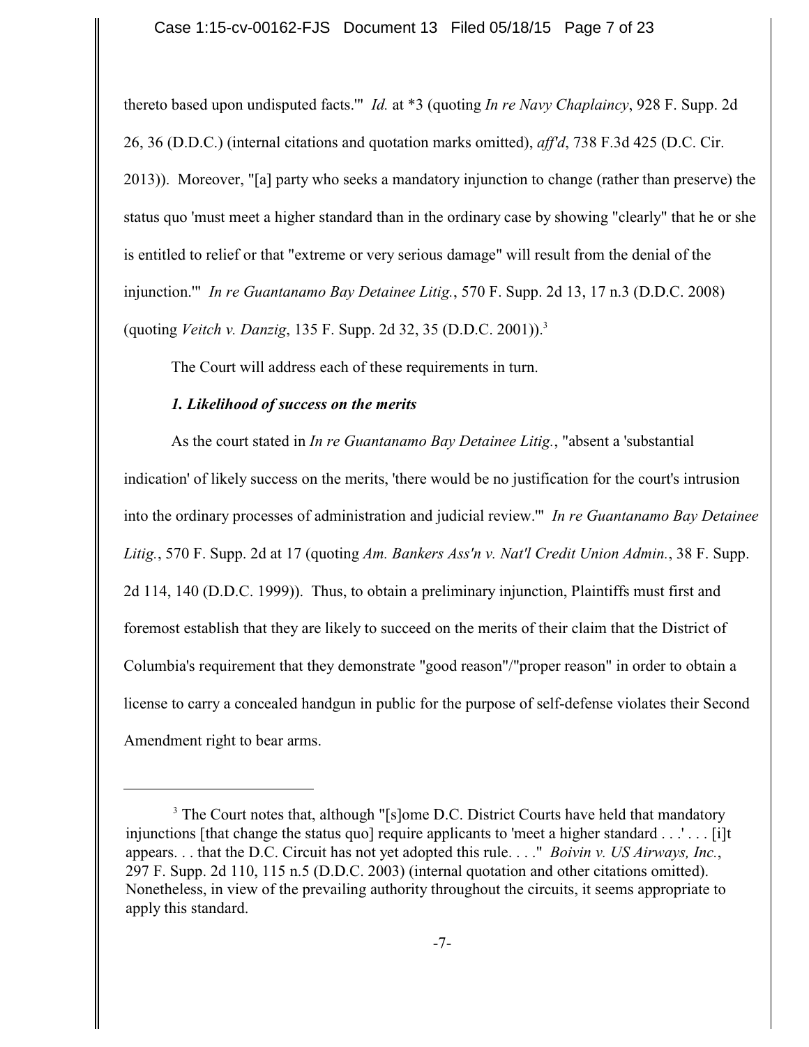thereto based upon undisputed facts.'" *Id.* at *3 (quoting *In re Navy Chaplaincy*, 928 F. Supp. 2d 26, 36 (D.D.C.) (internal citations and quotation marks omitted), *aff'd*, 738 F.3d 425 (D.C. Cir. 2013)). Moreover, "[a] party who seeks a mandatory injunction to change (rather than preserve) the status quo 'must meet a higher standard than in the ordinary case by showing "clearly" that he or she is entitled to relief or that "extreme or very serious damage" will result from the denial of the injunction.'" *In re Guantanamo Bay Detainee Litig.*, 570 F. Supp. 2d 13, 17 n.3 (D.D.C. 2008) (quoting *Veitch v. Danzig*, 135 F. Supp. 2d 32, 35 (D.D.C. 2001)).[3]

The Court will address each of these requirements in turn.

### *1. Likelihood of success on the merits*

As the court stated in *In re Guantanamo Bay Detainee Litig.*, "absent a 'substantial indication' of likely success on the merits, 'there would be no justification for the court's intrusion into the ordinary processes of administration and judicial review.'" *In re Guantanamo Bay Detainee Litig.*, 570 F. Supp. 2d at 17 (quoting *Am. Bankers Ass'n v. Nat'l Credit Union Admin.*, 38 F. Supp. 2d 114, 140 (D.D.C. 1999)). Thus, to obtain a preliminary injunction, Plaintiffs must first and foremost establish that they are likely to succeed on the merits of their claim that the District of Columbia's requirement that they demonstrate "good reason"/"proper reason" in order to obtain a license to carry a concealed handgun in public for the purpose of self-defense violates their Second Amendment right to bear arms.

---

[3] The Court notes that, although "[s]ome D.C. District Courts have held that mandatory injunctions [that change the status quo] require applicants to 'meet a higher standard . . .' . . . [i]t appears. . . that the D.C. Circuit has not yet adopted this rule. . . ." *Boivin v. US Airways, Inc.*, 297 F. Supp. 2d 110, 115 n.5 (D.D.C. 2003) (internal quotation and other citations omitted). Nonetheless, in view of the prevailing authority throughout the circuits, it seems appropriate to apply this standard.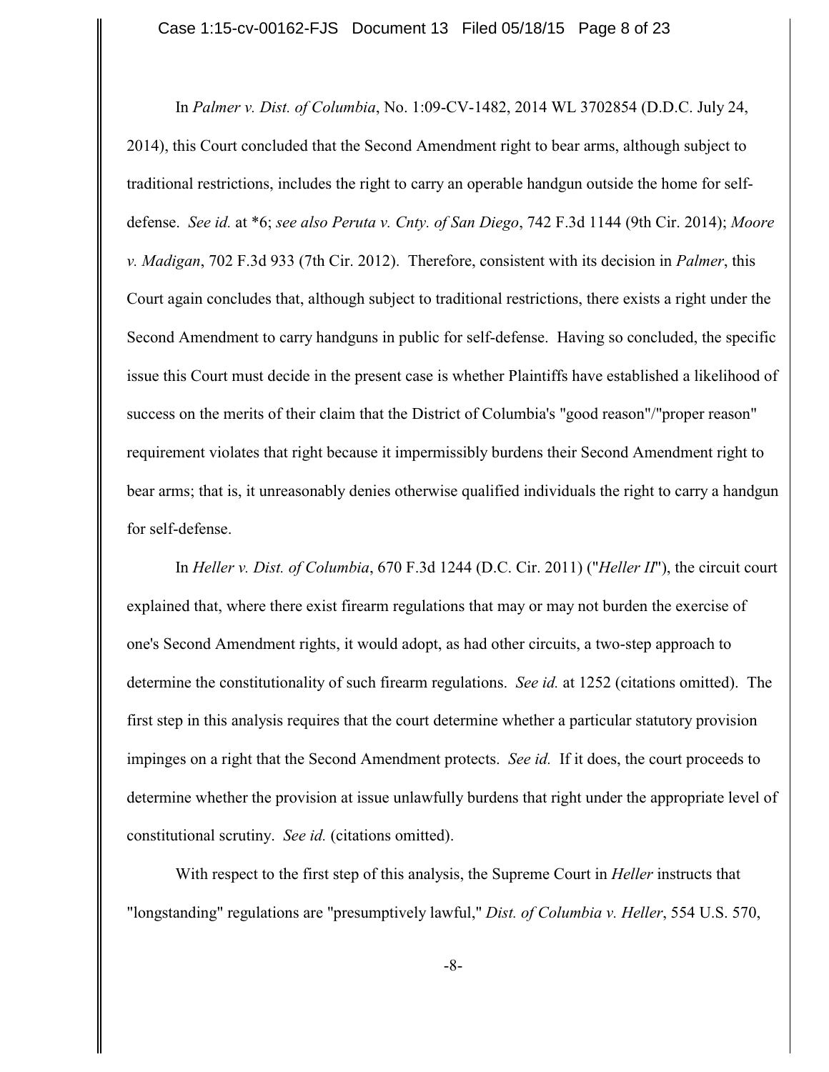In *Palmer v. Dist. of Columbia*, No. 1:09-CV-1482, 2014 WL 3702854 (D.D.C. July 24, 2014), this Court concluded that the Second Amendment right to bear arms, although subject to traditional restrictions, includes the right to carry an operable handgun outside the home for self-defense. *See id.* at *6; *see also Peruta v. Cnty. of San Diego*, 742 F.3d 1144 (9th Cir. 2014); *Moore v. Madigan*, 702 F.3d 933 (7th Cir. 2012). Therefore, consistent with its decision in *Palmer*, this Court again concludes that, although subject to traditional restrictions, there exists a right under the Second Amendment to carry handguns in public for self-defense. Having so concluded, the specific issue this Court must decide in the present case is whether Plaintiffs have established a likelihood of success on the merits of their claim that the District of Columbia's "good reason"/"proper reason" requirement violates that right because it impermissibly burdens their Second Amendment right to bear arms; that is, it unreasonably denies otherwise qualified individuals the right to carry a handgun for self-defense.

In *Heller v. Dist. of Columbia*, 670 F.3d 1244 (D.C. Cir. 2011) ("*Heller II*"), the circuit court explained that, where there exist firearm regulations that may or may not burden the exercise of one's Second Amendment rights, it would adopt, as had other circuits, a two-step approach to determine the constitutionality of such firearm regulations. *See id.* at 1252 (citations omitted). The first step in this analysis requires that the court determine whether a particular statutory provision impinges on a right that the Second Amendment protects. *See id.* If it does, the court proceeds to determine whether the provision at issue unlawfully burdens that right under the appropriate level of constitutional scrutiny. *See id.* (citations omitted).

With respect to the first step of this analysis, the Supreme Court in *Heller* instructs that "longstanding" regulations are "presumptively lawful," *Dist. of Columbia v. Heller*, 554 U.S. 570,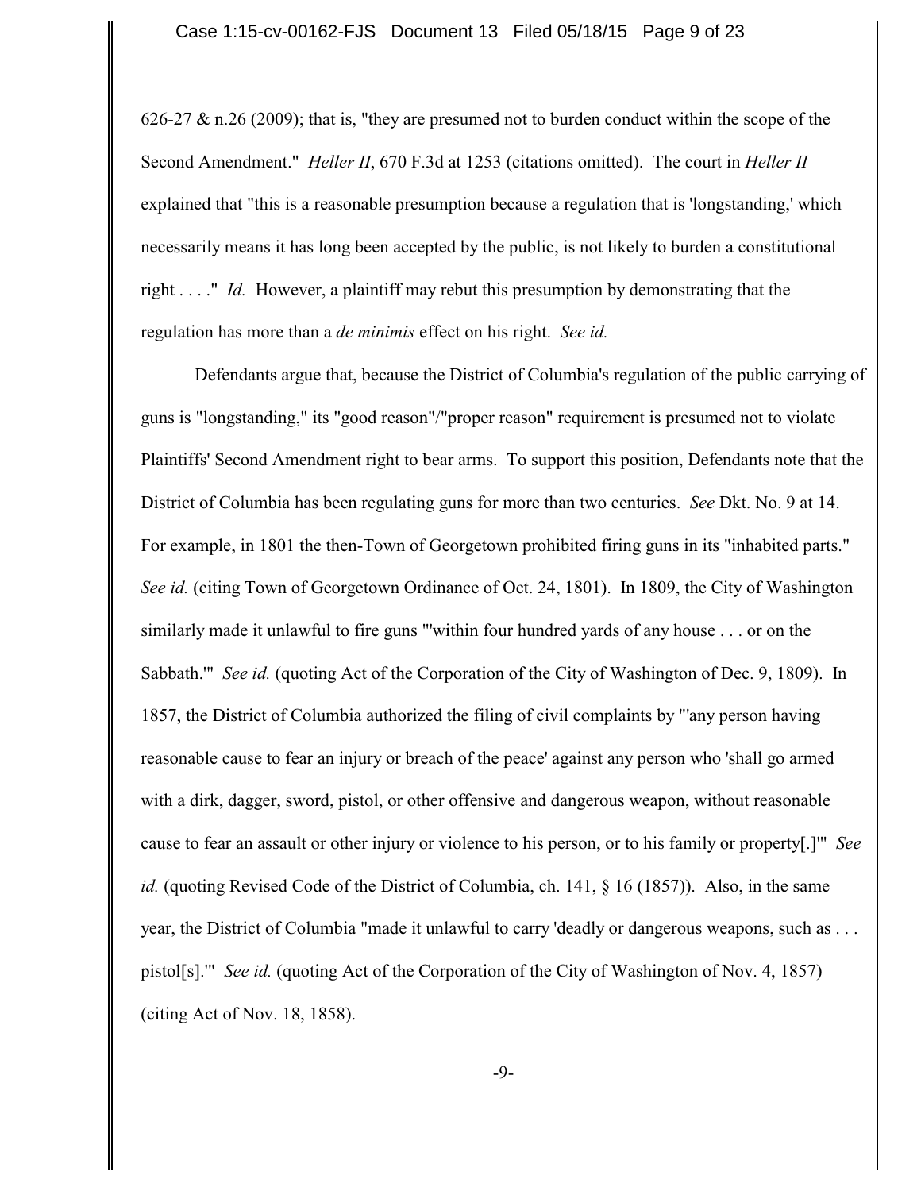626-27 & n.26 (2009); that is, "they are presumed not to burden conduct within the scope of the Second Amendment." *Heller II*, 670 F.3d at 1253 (citations omitted). The court in *Heller II* explained that "this is a reasonable presumption because a regulation that is 'longstanding,' which necessarily means it has long been accepted by the public, is not likely to burden a constitutional right . . . ." *Id.* However, a plaintiff may rebut this presumption by demonstrating that the regulation has more than a *de minimis* effect on his right. *See id.*

Defendants argue that, because the District of Columbia's regulation of the public carrying of guns is "longstanding," its "good reason"/"proper reason" requirement is presumed not to violate Plaintiffs' Second Amendment right to bear arms. To support this position, Defendants note that the District of Columbia has been regulating guns for more than two centuries. *See* Dkt. No. 9 at 14. For example, in 1801 the then-Town of Georgetown prohibited firing guns in its "inhabited parts." *See id.* (citing Town of Georgetown Ordinance of Oct. 24, 1801). In 1809, the City of Washington similarly made it unlawful to fire guns "'within four hundred yards of any house . . . or on the Sabbath.'" *See id.* (quoting Act of the Corporation of the City of Washington of Dec. 9, 1809). In 1857, the District of Columbia authorized the filing of civil complaints by "'any person having reasonable cause to fear an injury or breach of the peace' against any person who 'shall go armed with a dirk, dagger, sword, pistol, or other offensive and dangerous weapon, without reasonable cause to fear an assault or other injury or violence to his person, or to his family or property[.]'" *See id.* (quoting Revised Code of the District of Columbia, ch. 141, § 16 (1857)). Also, in the same year, the District of Columbia "made it unlawful to carry 'deadly or dangerous weapons, such as . . . pistol[s].'" *See id.* (quoting Act of the Corporation of the City of Washington of Nov. 4, 1857) (citing Act of Nov. 18, 1858).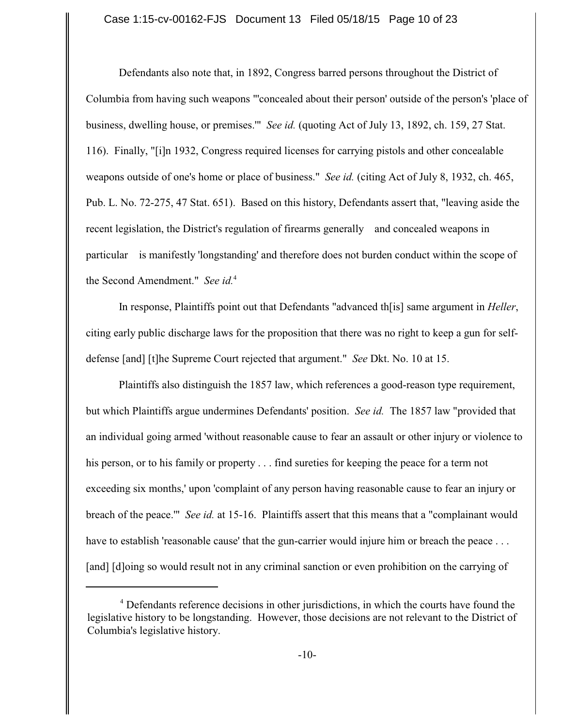Defendants also note that, in 1892, Congress barred persons throughout the District of Columbia from having such weapons "'concealed about their person' outside of the person's 'place of business, dwelling house, or premises.'" *See id.* (quoting Act of July 13, 1892, ch. 159, 27 Stat. 116). Finally, "[i]n 1932, Congress required licenses for carrying pistols and other concealable weapons outside of one's home or place of business." *See id.* (citing Act of July 8, 1932, ch. 465, Pub. L. No. 72-275, 47 Stat. 651). Based on this history, Defendants assert that, "leaving aside the recent legislation, the District's regulation of firearms generally and concealed weapons in particular is manifestly 'longstanding' and therefore does not burden conduct within the scope of the Second Amendment." *See id.*[4]

In response, Plaintiffs point out that Defendants "advanced th[is] same argument in *Heller*, citing early public discharge laws for the proposition that there was no right to keep a gun for self-defense [and] [t]he Supreme Court rejected that argument." *See* Dkt. No. 10 at 15.

Plaintiffs also distinguish the 1857 law, which references a good-reason type requirement, but which Plaintiffs argue undermines Defendants' position. *See id.* The 1857 law "provided that an individual going armed 'without reasonable cause to fear an assault or other injury or violence to his person, or to his family or property . . . find sureties for keeping the peace for a term not exceeding six months,' upon 'complaint of any person having reasonable cause to fear an injury or breach of the peace.'" *See id.* at 15-16. Plaintiffs assert that this means that a "complainant would have to establish 'reasonable cause' that the gun-carrier would injure him or breach the peace . . . [and] [d]oing so would result not in any criminal sanction or even prohibition on the carrying of

---

[4] Defendants reference decisions in other jurisdictions, in which the courts have found the legislative history to be longstanding. However, those decisions are not relevant to the District of Columbia's legislative history.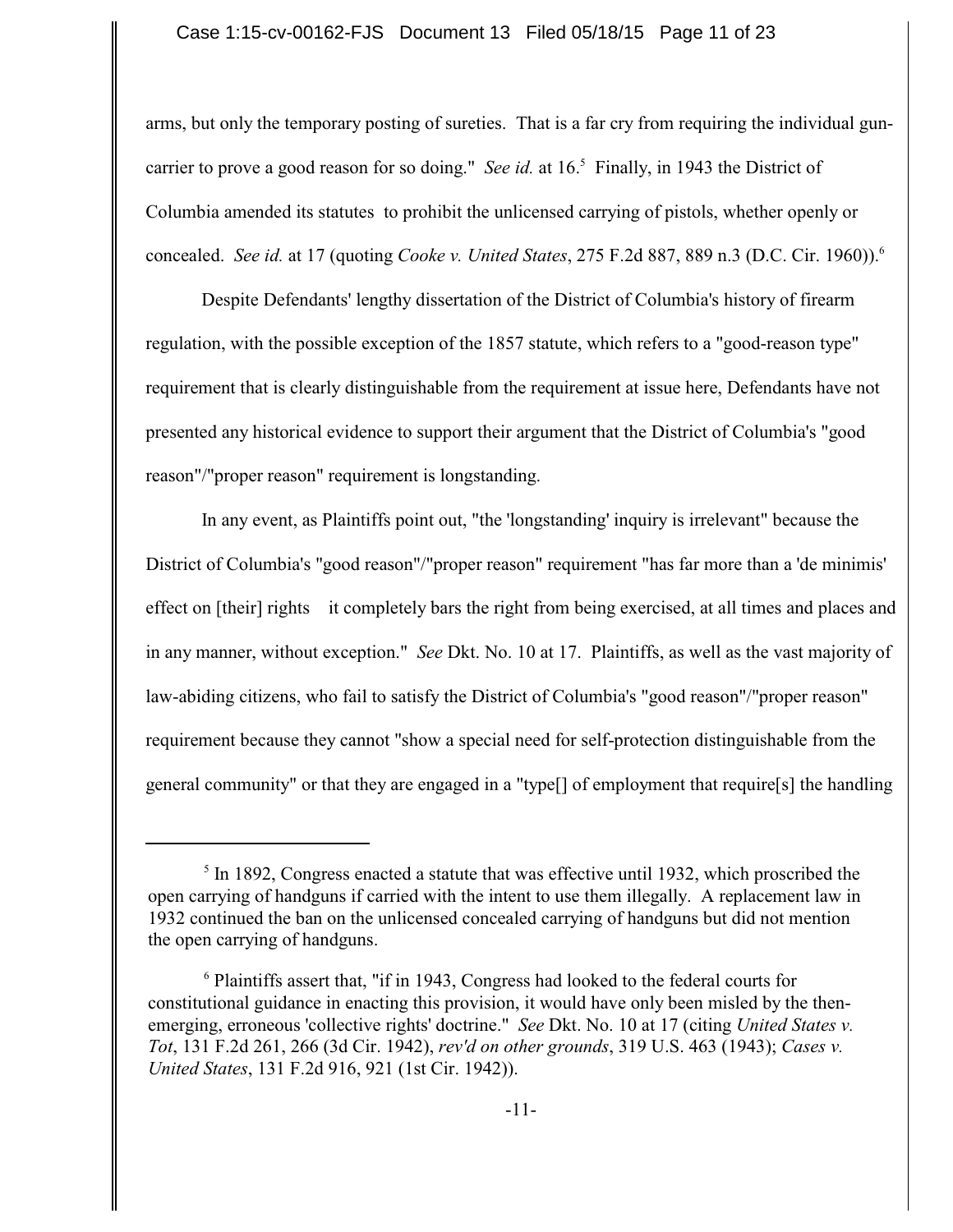arms, but only the temporary posting of sureties. That is a far cry from requiring the individual gun-carrier to prove a good reason for so doing." *See id.* at 16.[5] Finally, in 1943 the District of Columbia amended its statutes to prohibit the unlicensed carrying of pistols, whether openly or concealed. *See id.* at 17 (quoting *Cooke v. United States*, 275 F.2d 887, 889 n.3 (D.C. Cir. 1960)).[6]

Despite Defendants' lengthy dissertation of the District of Columbia's history of firearm regulation, with the possible exception of the 1857 statute, which refers to a "good-reason type" requirement that is clearly distinguishable from the requirement at issue here, Defendants have not presented any historical evidence to support their argument that the District of Columbia's "good reason"/"proper reason" requirement is longstanding.

In any event, as Plaintiffs point out, "the 'longstanding' inquiry is irrelevant" because the District of Columbia's "good reason"/"proper reason" requirement "has far more than a 'de minimis' effect on [their] rights   it completely bars the right from being exercised, at all times and places and in any manner, without exception." *See* Dkt. No. 10 at 17. Plaintiffs, as well as the vast majority of law-abiding citizens, who fail to satisfy the District of Columbia's "good reason"/"proper reason" requirement because they cannot "show a special need for self-protection distinguishable from the general community" or that they are engaged in a "type[] of employment that require[s] the handling

---

[5] In 1892, Congress enacted a statute that was effective until 1932, which proscribed the open carrying of handguns if carried with the intent to use them illegally. A replacement law in 1932 continued the ban on the unlicensed concealed carrying of handguns but did not mention the open carrying of handguns.

[6] Plaintiffs assert that, "if in 1943, Congress had looked to the federal courts for constitutional guidance in enacting this provision, it would have only been misled by the then-emerging, erroneous 'collective rights' doctrine." *See* Dkt. No. 10 at 17 (citing *United States v. Tot*, 131 F.2d 261, 266 (3d Cir. 1942), *rev'd on other grounds*, 319 U.S. 463 (1943); *Cases v. United States*, 131 F.2d 916, 921 (1st Cir. 1942)).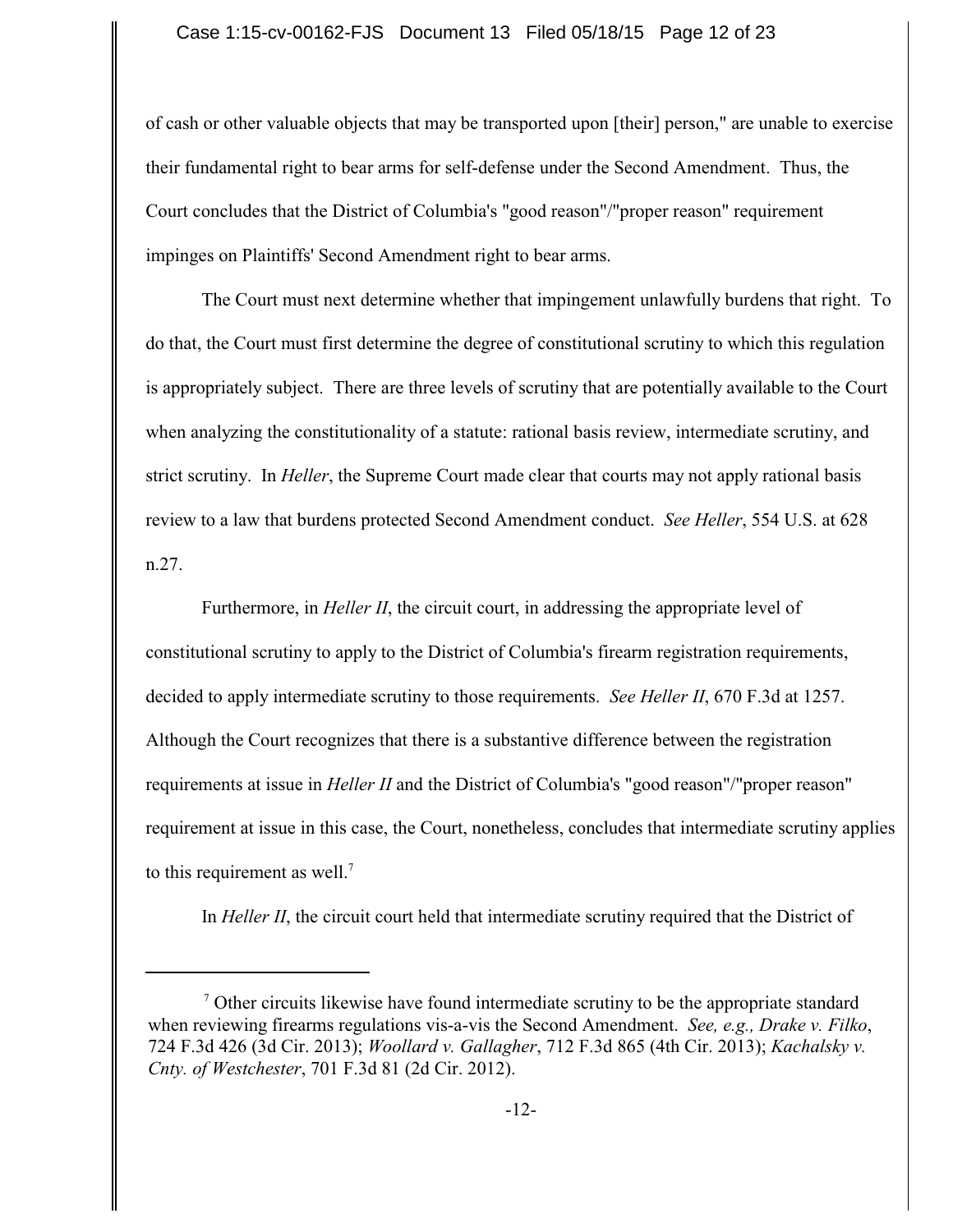of cash or other valuable objects that may be transported upon [their] person," are unable to exercise their fundamental right to bear arms for self-defense under the Second Amendment. Thus, the Court concludes that the District of Columbia's "good reason"/"proper reason" requirement impinges on Plaintiffs' Second Amendment right to bear arms.

The Court must next determine whether that impingement unlawfully burdens that right. To do that, the Court must first determine the degree of constitutional scrutiny to which this regulation is appropriately subject. There are three levels of scrutiny that are potentially available to the Court when analyzing the constitutionality of a statute: rational basis review, intermediate scrutiny, and strict scrutiny. In *Heller*, the Supreme Court made clear that courts may not apply rational basis review to a law that burdens protected Second Amendment conduct. *See Heller*, 554 U.S. at 628 n.27.

Furthermore, in *Heller II*, the circuit court, in addressing the appropriate level of constitutional scrutiny to apply to the District of Columbia's firearm registration requirements, decided to apply intermediate scrutiny to those requirements. *See Heller II*, 670 F.3d at 1257. Although the Court recognizes that there is a substantive difference between the registration requirements at issue in *Heller II* and the District of Columbia's "good reason"/"proper reason" requirement at issue in this case, the Court, nonetheless, concludes that intermediate scrutiny applies to this requirement as well.[7]

In *Heller II*, the circuit court held that intermediate scrutiny required that the District of

---

[7] Other circuits likewise have found intermediate scrutiny to be the appropriate standard when reviewing firearms regulations vis-a-vis the Second Amendment. *See, e.g., Drake v. Filko*, 724 F.3d 426 (3d Cir. 2013); *Woollard v. Gallagher*, 712 F.3d 865 (4th Cir. 2013); *Kachalsky v. Cnty. of Westchester*, 701 F.3d 81 (2d Cir. 2012).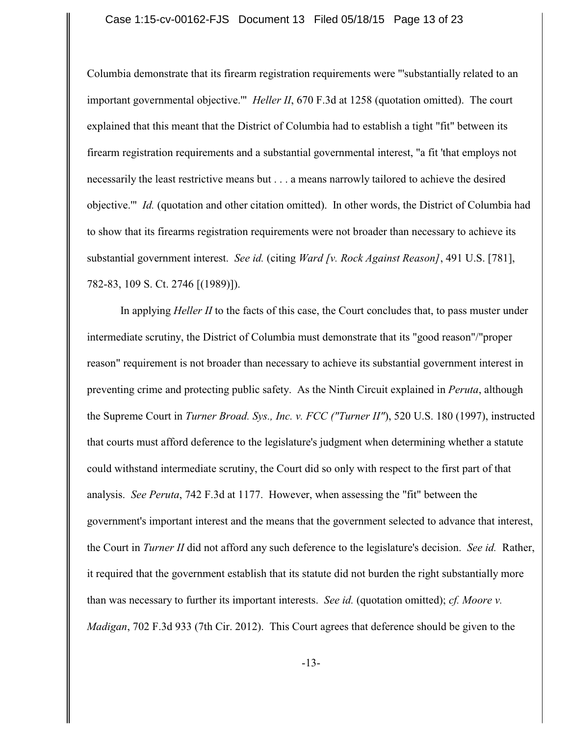Columbia demonstrate that its firearm registration requirements were "'substantially related to an important governmental objective.'" *Heller II*, 670 F.3d at 1258 (quotation omitted). The court explained that this meant that the District of Columbia had to establish a tight "fit" between its firearm registration requirements and a substantial governmental interest, "a fit 'that employs not necessarily the least restrictive means but . . . a means narrowly tailored to achieve the desired objective.'" *Id.* (quotation and other citation omitted). In other words, the District of Columbia had to show that its firearms registration requirements were not broader than necessary to achieve its substantial government interest. *See id.* (citing *Ward [v. Rock Against Reason]*, 491 U.S. [781], 782-83, 109 S. Ct. 2746 [(1989)]).

In applying *Heller II* to the facts of this case, the Court concludes that, to pass muster under intermediate scrutiny, the District of Columbia must demonstrate that its "good reason"/"proper reason" requirement is not broader than necessary to achieve its substantial government interest in preventing crime and protecting public safety. As the Ninth Circuit explained in *Peruta*, although the Supreme Court in *Turner Broad. Sys., Inc. v. FCC ("Turner II")*, 520 U.S. 180 (1997), instructed that courts must afford deference to the legislature's judgment when determining whether a statute could withstand intermediate scrutiny, the Court did so only with respect to the first part of that analysis. *See Peruta*, 742 F.3d at 1177. However, when assessing the "fit" between the government's important interest and the means that the government selected to advance that interest, the Court in *Turner II* did not afford any such deference to the legislature's decision. *See id.* Rather, it required that the government establish that its statute did not burden the right substantially more than was necessary to further its important interests. *See id.* (quotation omitted); *cf. Moore v. Madigan*, 702 F.3d 933 (7th Cir. 2012). This Court agrees that deference should be given to the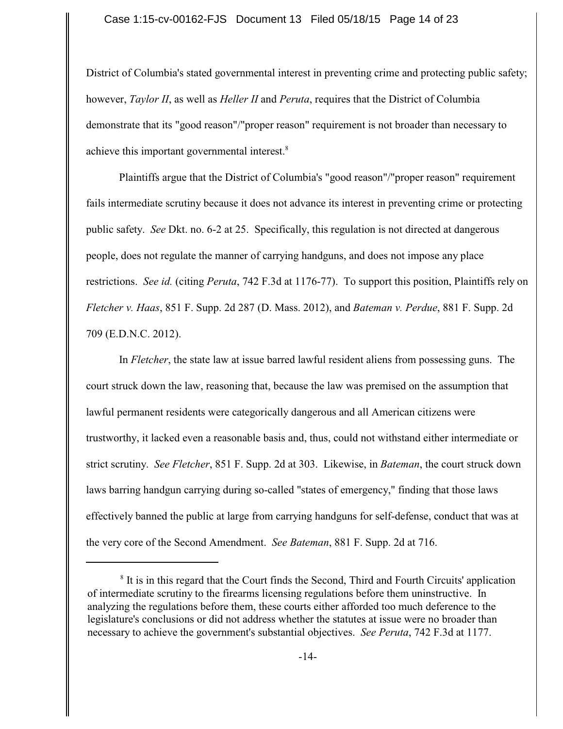District of Columbia's stated governmental interest in preventing crime and protecting public safety; however, *Taylor II*, as well as *Heller II* and *Peruta*, requires that the District of Columbia demonstrate that its "good reason"/"proper reason" requirement is not broader than necessary to achieve this important governmental interest.[8]

Plaintiffs argue that the District of Columbia's "good reason"/"proper reason" requirement fails intermediate scrutiny because it does not advance its interest in preventing crime or protecting public safety. *See* Dkt. no. 6-2 at 25. Specifically, this regulation is not directed at dangerous people, does not regulate the manner of carrying handguns, and does not impose any place restrictions. *See id.* (citing *Peruta*, 742 F.3d at 1176-77). To support this position, Plaintiffs rely on *Fletcher v. Haas*, 851 F. Supp. 2d 287 (D. Mass. 2012), and *Bateman v. Perdue*, 881 F. Supp. 2d 709 (E.D.N.C. 2012).

In *Fletcher*, the state law at issue barred lawful resident aliens from possessing guns. The court struck down the law, reasoning that, because the law was premised on the assumption that lawful permanent residents were categorically dangerous and all American citizens were trustworthy, it lacked even a reasonable basis and, thus, could not withstand either intermediate or strict scrutiny. *See Fletcher*, 851 F. Supp. 2d at 303. Likewise, in *Bateman*, the court struck down laws barring handgun carrying during so-called "states of emergency," finding that those laws effectively banned the public at large from carrying handguns for self-defense, conduct that was at the very core of the Second Amendment. *See Bateman*, 881 F. Supp. 2d at 716.

---

[8] It is in this regard that the Court finds the Second, Third and Fourth Circuits' application of intermediate scrutiny to the firearms licensing regulations before them uninstructive. In analyzing the regulations before them, these courts either afforded too much deference to the legislature's conclusions or did not address whether the statutes at issue were no broader than necessary to achieve the government's substantial objectives. *See Peruta*, 742 F.3d at 1177.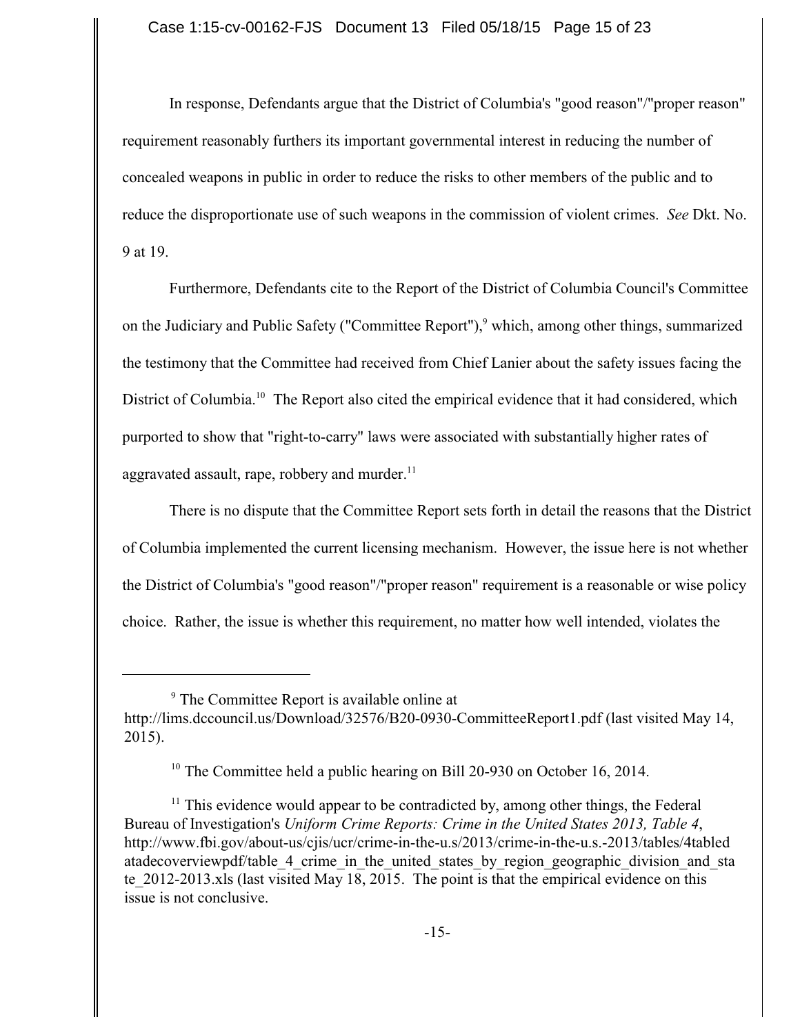In response, Defendants argue that the District of Columbia's "good reason"/"proper reason" requirement reasonably furthers its important governmental interest in reducing the number of concealed weapons in public in order to reduce the risks to other members of the public and to reduce the disproportionate use of such weapons in the commission of violent crimes. *See* Dkt. No. 9 at 19.

Furthermore, Defendants cite to the Report of the District of Columbia Council's Committee on the Judiciary and Public Safety ("Committee Report"),[9] which, among other things, summarized the testimony that the Committee had received from Chief Lanier about the safety issues facing the District of Columbia.[10] The Report also cited the empirical evidence that it had considered, which purported to show that "right-to-carry" laws were associated with substantially higher rates of aggravated assault, rape, robbery and murder.[11]

There is no dispute that the Committee Report sets forth in detail the reasons that the District of Columbia implemented the current licensing mechanism. However, the issue here is not whether the District of Columbia's "good reason"/"proper reason" requirement is a reasonable or wise policy choice. Rather, the issue is whether this requirement, no matter how well intended, violates the

---

[9] The Committee Report is available online at http://lims.dccouncil.us/Download/32576/B20-0930-CommitteeReport1.pdf (last visited May 14, 2015).

[10] The Committee held a public hearing on Bill 20-930 on October 16, 2014.

[11] This evidence would appear to be contradicted by, among other things, the Federal Bureau of Investigation's *Uniform Crime Reports: Crime in the United States 2013, Table 4*, http://www.fbi.gov/about-us/cjis/ucr/crime-in-the-u.s/2013/crime-in-the-u.s.-2013/tables/4tabledatadecoverviewpdf/table_4_crime_in_the_united_states_by_region_geographic_division_and_state_2012-2013.xls (last visited May 18, 2015. The point is that the empirical evidence on this issue is not conclusive.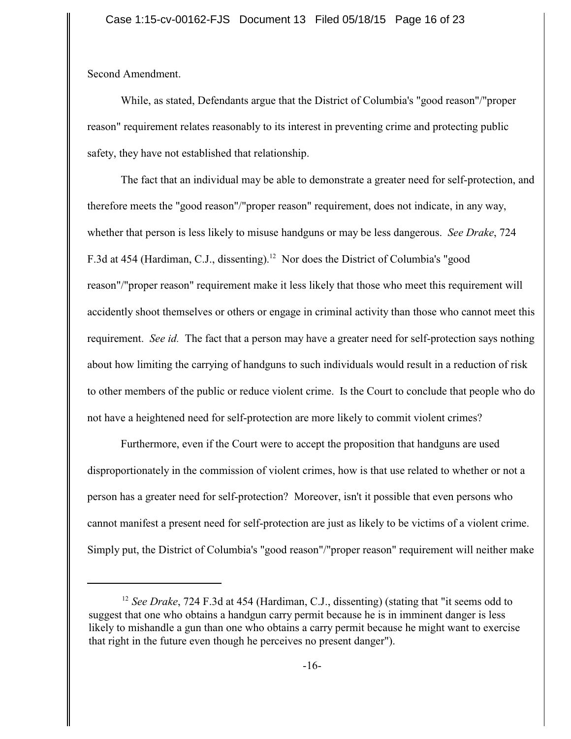Second Amendment.

While, as stated, Defendants argue that the District of Columbia's "good reason"/"proper reason" requirement relates reasonably to its interest in preventing crime and protecting public safety, they have not established that relationship.

The fact that an individual may be able to demonstrate a greater need for self-protection, and therefore meets the "good reason"/"proper reason" requirement, does not indicate, in any way, whether that person is less likely to misuse handguns or may be less dangerous. *See Drake*, 724 F.3d at 454 (Hardiman, C.J., dissenting).[12] Nor does the District of Columbia's "good reason"/"proper reason" requirement make it less likely that those who meet this requirement will accidently shoot themselves or others or engage in criminal activity than those who cannot meet this requirement. *See id.* The fact that a person may have a greater need for self-protection says nothing about how limiting the carrying of handguns to such individuals would result in a reduction of risk to other members of the public or reduce violent crime. Is the Court to conclude that people who do not have a heightened need for self-protection are more likely to commit violent crimes?

Furthermore, even if the Court were to accept the proposition that handguns are used disproportionately in the commission of violent crimes, how is that use related to whether or not a person has a greater need for self-protection? Moreover, isn't it possible that even persons who cannot manifest a present need for self-protection are just as likely to be victims of a violent crime. Simply put, the District of Columbia's "good reason"/"proper reason" requirement will neither make

---

[12] *See Drake*, 724 F.3d at 454 (Hardiman, C.J., dissenting) (stating that "it seems odd to suggest that one who obtains a handgun carry permit because he is in imminent danger is less likely to mishandle a gun than one who obtains a carry permit because he might want to exercise that right in the future even though he perceives no present danger").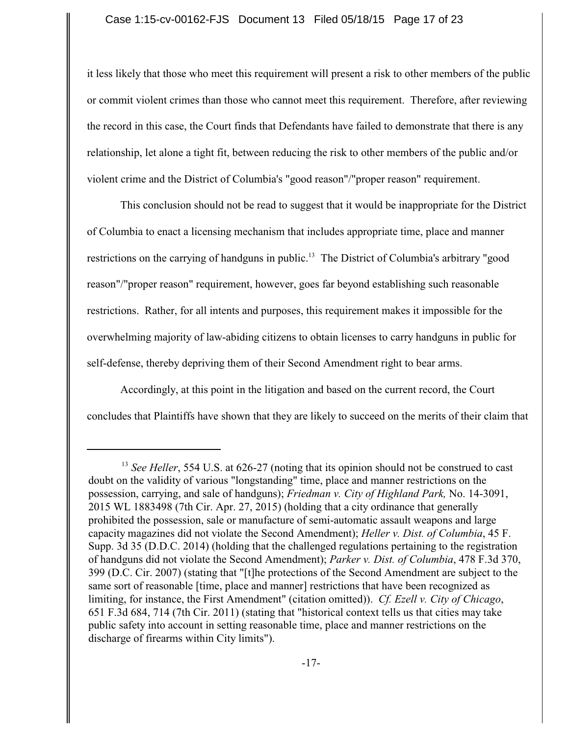it less likely that those who meet this requirement will present a risk to other members of the public or commit violent crimes than those who cannot meet this requirement. Therefore, after reviewing the record in this case, the Court finds that Defendants have failed to demonstrate that there is any relationship, let alone a tight fit, between reducing the risk to other members of the public and/or violent crime and the District of Columbia's "good reason"/"proper reason" requirement.

This conclusion should not be read to suggest that it would be inappropriate for the District of Columbia to enact a licensing mechanism that includes appropriate time, place and manner restrictions on the carrying of handguns in public.[13] The District of Columbia's arbitrary "good reason"/"proper reason" requirement, however, goes far beyond establishing such reasonable restrictions. Rather, for all intents and purposes, this requirement makes it impossible for the overwhelming majority of law-abiding citizens to obtain licenses to carry handguns in public for self-defense, thereby depriving them of their Second Amendment right to bear arms.

Accordingly, at this point in the litigation and based on the current record, the Court concludes that Plaintiffs have shown that they are likely to succeed on the merits of their claim that

---

[13] *See Heller*, 554 U.S. at 626-27 (noting that its opinion should not be construed to cast doubt on the validity of various "longstanding" time, place and manner restrictions on the possession, carrying, and sale of handguns); *Friedman v. City of Highland Park,* No. 14-3091, 2015 WL 1883498 (7th Cir. Apr. 27, 2015) (holding that a city ordinance that generally prohibited the possession, sale or manufacture of semi-automatic assault weapons and large capacity magazines did not violate the Second Amendment); *Heller v. Dist. of Columbia*, 45 F. Supp. 3d 35 (D.D.C. 2014) (holding that the challenged regulations pertaining to the registration of handguns did not violate the Second Amendment); *Parker v. Dist. of Columbia*, 478 F.3d 370, 399 (D.C. Cir. 2007) (stating that "[t]he protections of the Second Amendment are subject to the same sort of reasonable [time, place and manner] restrictions that have been recognized as limiting, for instance, the First Amendment" (citation omitted)). *Cf. Ezell v. City of Chicago*, 651 F.3d 684, 714 (7th Cir. 2011) (stating that "historical context tells us that cities may take public safety into account in setting reasonable time, place and manner restrictions on the discharge of firearms within City limits").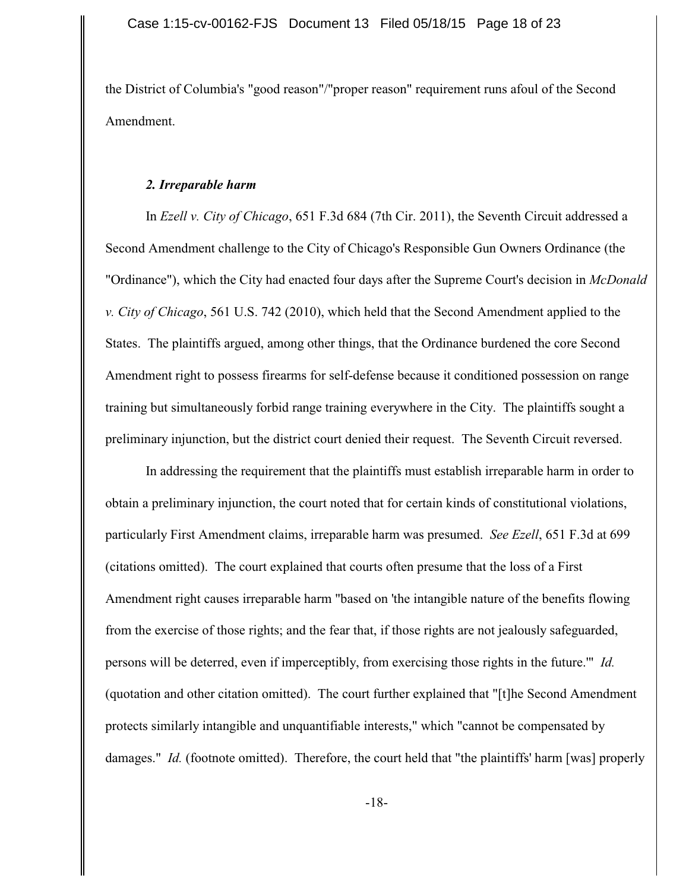the District of Columbia's "good reason"/"proper reason" requirement runs afoul of the Second Amendment.

### *2. Irreparable harm*

In *Ezell v. City of Chicago*, 651 F.3d 684 (7th Cir. 2011), the Seventh Circuit addressed a Second Amendment challenge to the City of Chicago's Responsible Gun Owners Ordinance (the "Ordinance"), which the City had enacted four days after the Supreme Court's decision in *McDonald v. City of Chicago*, 561 U.S. 742 (2010), which held that the Second Amendment applied to the States. The plaintiffs argued, among other things, that the Ordinance burdened the core Second Amendment right to possess firearms for self-defense because it conditioned possession on range training but simultaneously forbid range training everywhere in the City. The plaintiffs sought a preliminary injunction, but the district court denied their request. The Seventh Circuit reversed.

In addressing the requirement that the plaintiffs must establish irreparable harm in order to obtain a preliminary injunction, the court noted that for certain kinds of constitutional violations, particularly First Amendment claims, irreparable harm was presumed. *See Ezell*, 651 F.3d at 699 (citations omitted). The court explained that courts often presume that the loss of a First Amendment right causes irreparable harm "based on 'the intangible nature of the benefits flowing from the exercise of those rights; and the fear that, if those rights are not jealously safeguarded, persons will be deterred, even if imperceptibly, from exercising those rights in the future.'" *Id.* (quotation and other citation omitted). The court further explained that "[t]he Second Amendment protects similarly intangible and unquantifiable interests," which "cannot be compensated by damages." *Id.* (footnote omitted). Therefore, the court held that "the plaintiffs' harm [was] properly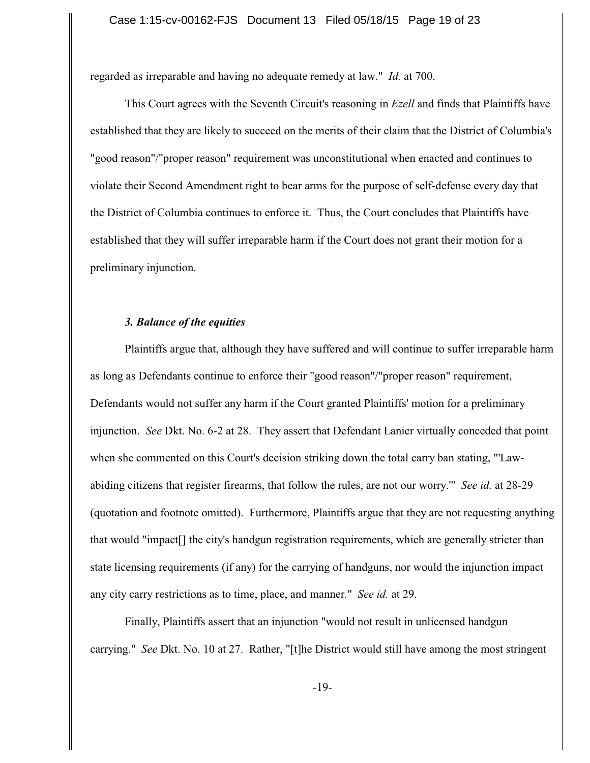regarded as irreparable and having no adequate remedy at law." *Id.* at 700.

This Court agrees with the Seventh Circuit's reasoning in *Ezell* and finds that Plaintiffs have established that they are likely to succeed on the merits of their claim that the District of Columbia's "good reason"/"proper reason" requirement was unconstitutional when enacted and continues to violate their Second Amendment right to bear arms for the purpose of self-defense every day that the District of Columbia continues to enforce it. Thus, the Court concludes that Plaintiffs have established that they will suffer irreparable harm if the Court does not grant their motion for a preliminary injunction.

### *3. Balance of the equities*

Plaintiffs argue that, although they have suffered and will continue to suffer irreparable harm as long as Defendants continue to enforce their "good reason"/"proper reason" requirement, Defendants would not suffer any harm if the Court granted Plaintiffs' motion for a preliminary injunction. *See* Dkt. No. 6-2 at 28. They assert that Defendant Lanier virtually conceded that point when she commented on this Court's decision striking down the total carry ban stating, "'Law-abiding citizens that register firearms, that follow the rules, are not our worry.'" *See id.* at 28-29 (quotation and footnote omitted). Furthermore, Plaintiffs argue that they are not requesting anything that would "impact[] the city's handgun registration requirements, which are generally stricter than state licensing requirements (if any) for the carrying of handguns, nor would the injunction impact any city carry restrictions as to time, place, and manner." *See id.* at 29.

Finally, Plaintiffs assert that an injunction "would not result in unlicensed handgun carrying." *See* Dkt. No. 10 at 27. Rather, "[t]he District would still have among the most stringent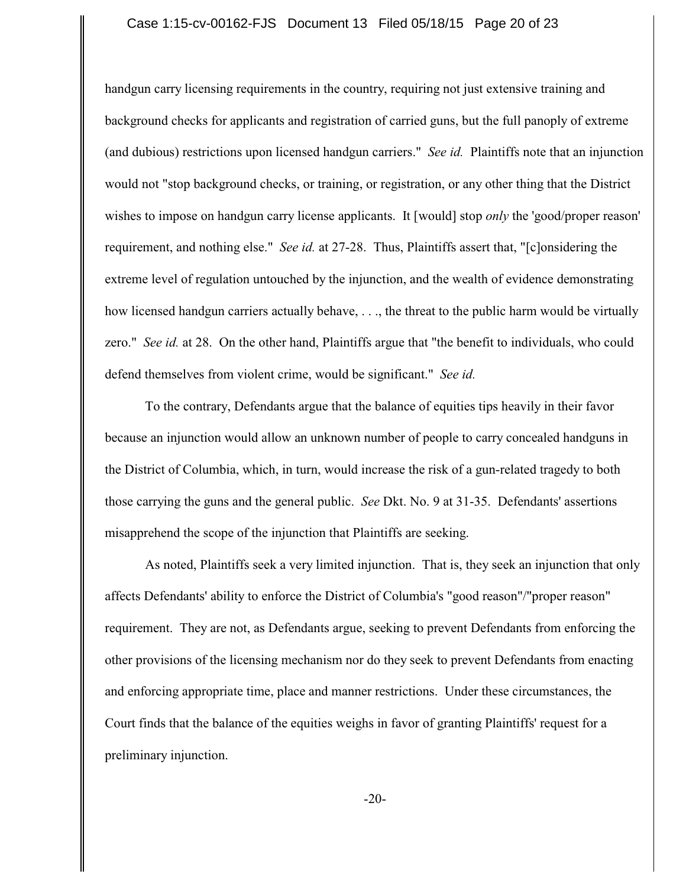handgun carry licensing requirements in the country, requiring not just extensive training and background checks for applicants and registration of carried guns, but the full panoply of extreme (and dubious) restrictions upon licensed handgun carriers." *See id.* Plaintiffs note that an injunction would not "stop background checks, or training, or registration, or any other thing that the District wishes to impose on handgun carry license applicants. It [would] stop *only* the 'good/proper reason' requirement, and nothing else." *See id.* at 27-28. Thus, Plaintiffs assert that, "[c]onsidering the extreme level of regulation untouched by the injunction, and the wealth of evidence demonstrating how licensed handgun carriers actually behave, . . ., the threat to the public harm would be virtually zero." *See id.* at 28. On the other hand, Plaintiffs argue that "the benefit to individuals, who could defend themselves from violent crime, would be significant." *See id.*

To the contrary, Defendants argue that the balance of equities tips heavily in their favor because an injunction would allow an unknown number of people to carry concealed handguns in the District of Columbia, which, in turn, would increase the risk of a gun-related tragedy to both those carrying the guns and the general public. *See* Dkt. No. 9 at 31-35. Defendants' assertions misapprehend the scope of the injunction that Plaintiffs are seeking.

As noted, Plaintiffs seek a very limited injunction. That is, they seek an injunction that only affects Defendants' ability to enforce the District of Columbia's "good reason"/"proper reason" requirement. They are not, as Defendants argue, seeking to prevent Defendants from enforcing the other provisions of the licensing mechanism nor do they seek to prevent Defendants from enacting and enforcing appropriate time, place and manner restrictions. Under these circumstances, the Court finds that the balance of the equities weighs in favor of granting Plaintiffs' request for a preliminary injunction.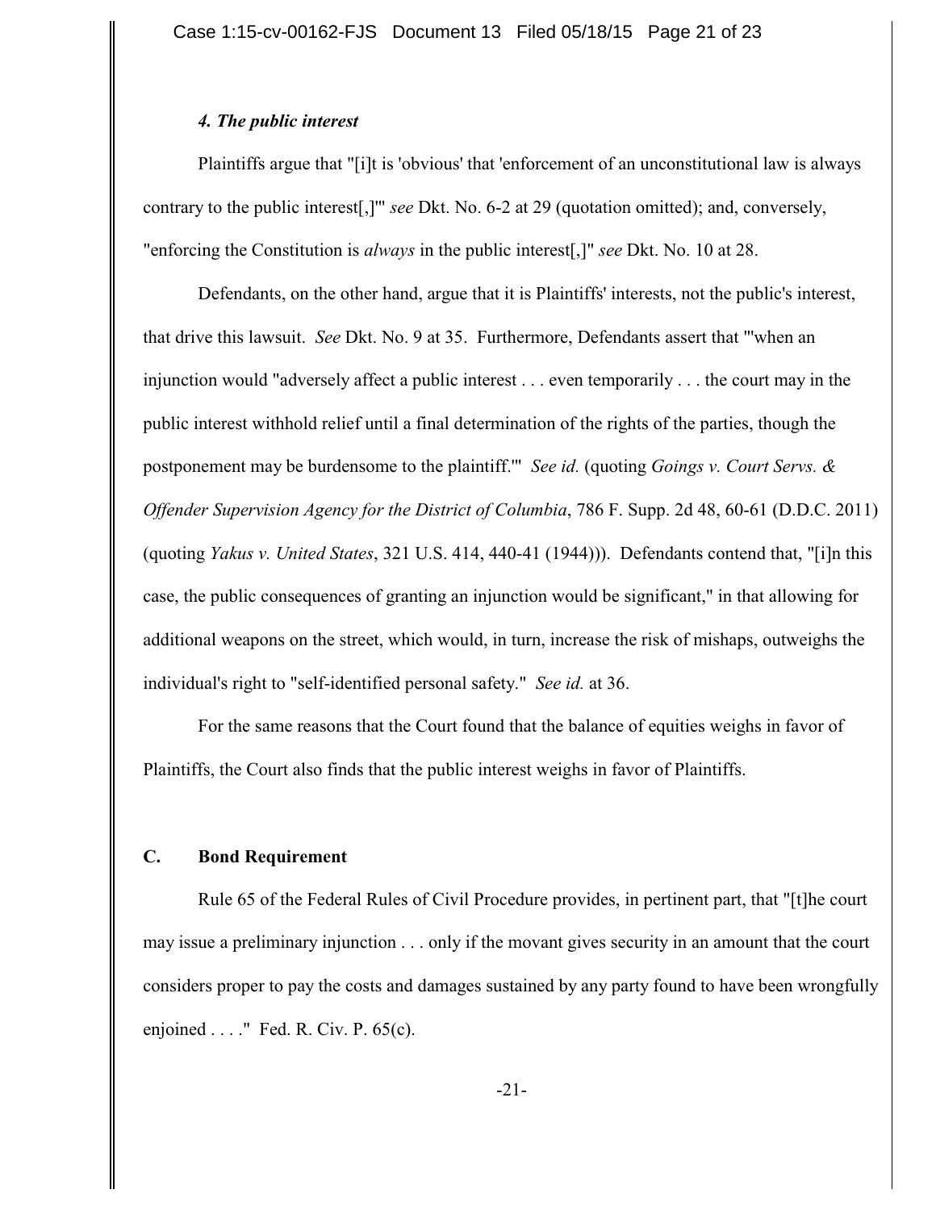#### *4. The public interest*

Plaintiffs argue that "[i]t is 'obvious' that 'enforcement of an unconstitutional law is always contrary to the public interest[,]'" *see* Dkt. No. 6-2 at 29 (quotation omitted); and, conversely, "enforcing the Constitution is *always* in the public interest[,]" *see* Dkt. No. 10 at 28.

Defendants, on the other hand, argue that it is Plaintiffs' interests, not the public's interest, that drive this lawsuit. *See* Dkt. No. 9 at 35. Furthermore, Defendants assert that "'when an injunction would "adversely affect a public interest . . . even temporarily . . . the court may in the public interest withhold relief until a final determination of the rights of the parties, though the postponement may be burdensome to the plaintiff."' *See id.* (quoting *Goings v. Court Servs. & Offender Supervision Agency for the District of Columbia*, 786 F. Supp. 2d 48, 60-61 (D.D.C. 2011) (quoting *Yakus v. United States*, 321 U.S. 414, 440-41 (1944))). Defendants contend that, "[i]n this case, the public consequences of granting an injunction would be significant," in that allowing for additional weapons on the street, which would, in turn, increase the risk of mishaps, outweighs the individual's right to "self-identified personal safety." *See id.* at 36.

For the same reasons that the Court found that the balance of equities weighs in favor of Plaintiffs, the Court also finds that the public interest weighs in favor of Plaintiffs.

### C. Bond Requirement

Rule 65 of the Federal Rules of Civil Procedure provides, in pertinent part, that "[t]he court may issue a preliminary injunction . . . only if the movant gives security in an amount that the court considers proper to pay the costs and damages sustained by any party found to have been wrongfully enjoined . . . ." Fed. R. Civ. P. 65(c).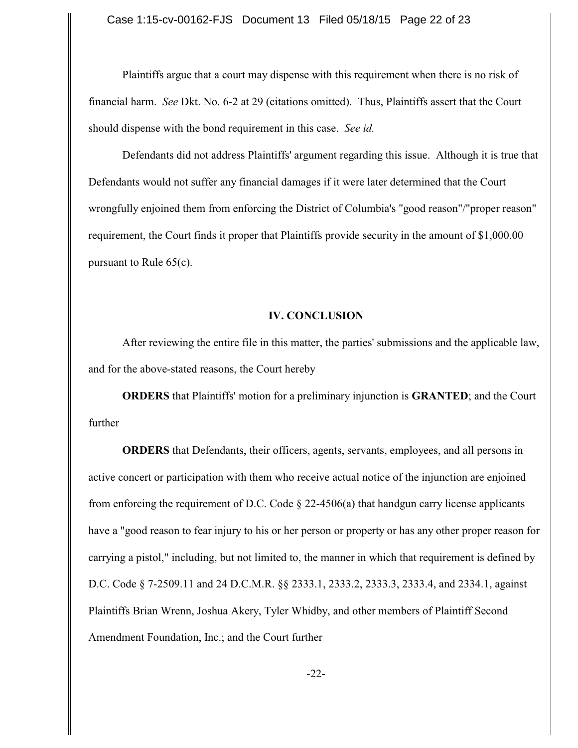Plaintiffs argue that a court may dispense with this requirement when there is no risk of financial harm. *See* Dkt. No. 6-2 at 29 (citations omitted). Thus, Plaintiffs assert that the Court should dispense with the bond requirement in this case. *See id.*

Defendants did not address Plaintiffs' argument regarding this issue. Although it is true that Defendants would not suffer any financial damages if it were later determined that the Court wrongfully enjoined them from enforcing the District of Columbia's "good reason"/"proper reason" requirement, the Court finds it proper that Plaintiffs provide security in the amount of $1,000.00 pursuant to Rule 65(c).

## IV. CONCLUSION

After reviewing the entire file in this matter, the parties' submissions and the applicable law, and for the above-stated reasons, the Court hereby

**ORDERS** that Plaintiffs' motion for a preliminary injunction is **GRANTED**; and the Court further

**ORDERS** that Defendants, their officers, agents, servants, employees, and all persons in active concert or participation with them who receive actual notice of the injunction are enjoined from enforcing the requirement of D.C. Code § 22-4506(a) that handgun carry license applicants have a "good reason to fear injury to his or her person or property or has any other proper reason for carrying a pistol," including, but not limited to, the manner in which that requirement is defined by D.C. Code § 7-2509.11 and 24 D.C.M.R. §§ 2333.1, 2333.2, 2333.3, 2333.4, and 2334.1, against Plaintiffs Brian Wrenn, Joshua Akery, Tyler Whidby, and other members of Plaintiff Second Amendment Foundation, Inc.; and the Court further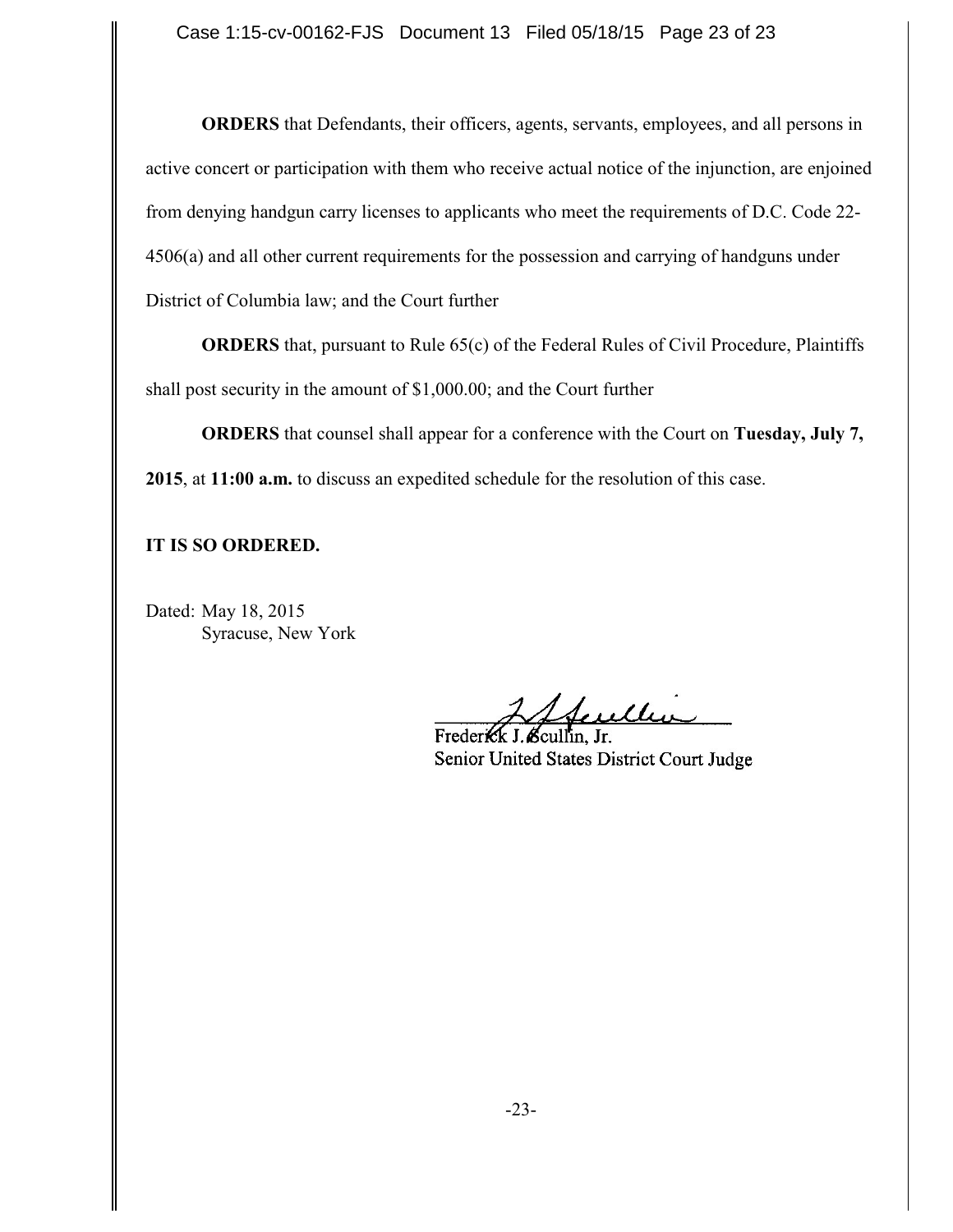**ORDERS** that Defendants, their officers, agents, servants, employees, and all persons in active concert or participation with them who receive actual notice of the injunction, are enjoined from denying handgun carry licenses to applicants who meet the requirements of D.C. Code 22-4506(a) and all other current requirements for the possession and carrying of handguns under District of Columbia law; and the Court further

**ORDERS** that, pursuant to Rule 65(c) of the Federal Rules of Civil Procedure, Plaintiffs shall post security in the amount of $1,000.00; and the Court further

**ORDERS** that counsel shall appear for a conference with the Court on **Tuesday, July 7, 2015**, at **11:00 a.m.** to discuss an expedited schedule for the resolution of this case.

**IT IS SO ORDERED.**

Dated: May 18, 2015
Syracuse, New York

Frederick J. Scullin, Jr.
Senior United States District Court Judge